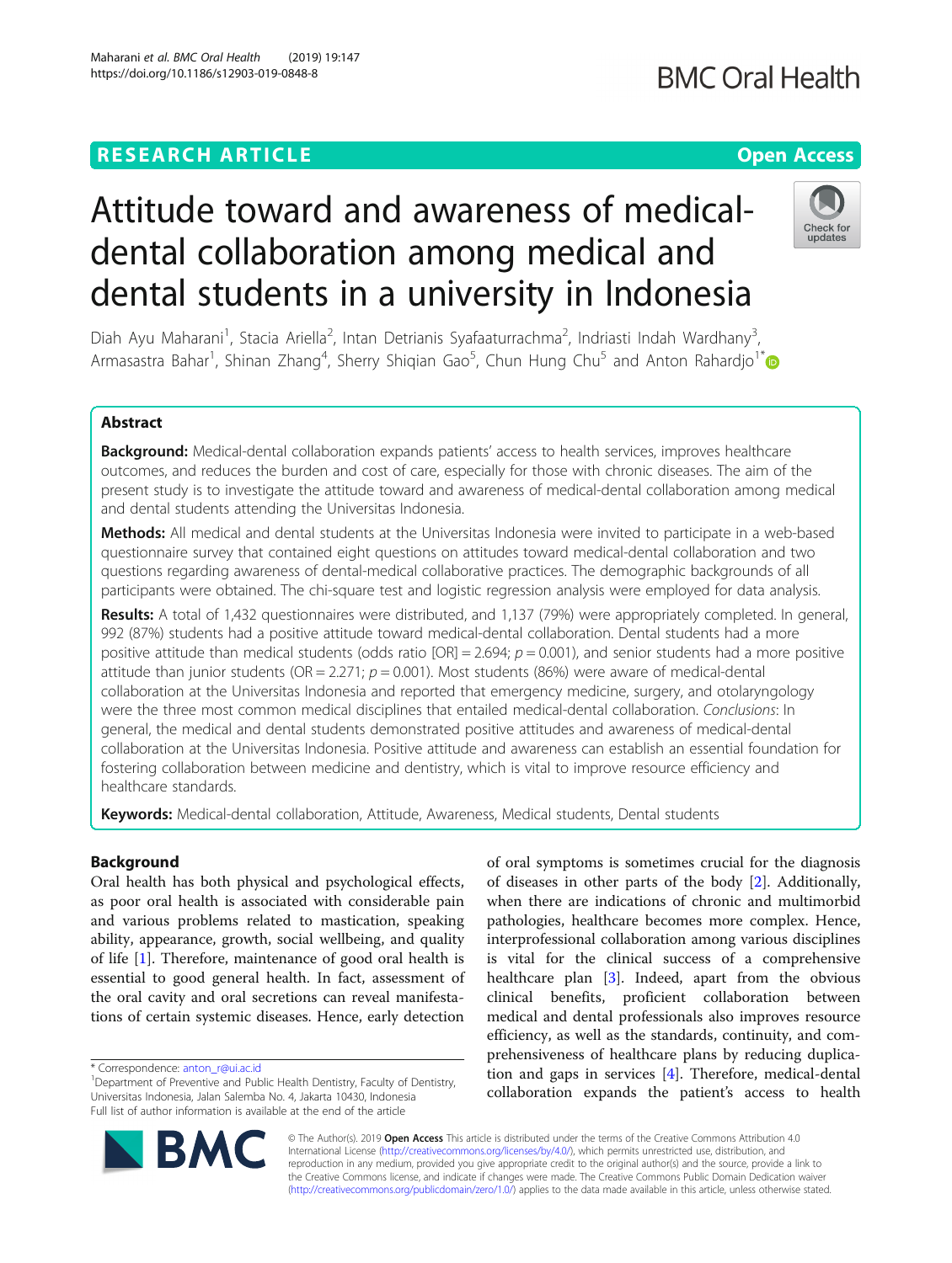RESEARCH ARTICLE

Open Access

# Attitude toward and awareness of medical-dental collaboration among medical and dental students in a university in Indonesia

Diah Ayu Maharani[1], Stacia Ariella[2], Intan Detrianis Syafaaturrachma[2], Indriasti Indah Wardhany[3], Armasastra Bahar[1], Shinan Zhang[4], Sherry Shiqian Gao[5], Chun Hung Chu[5] and Anton Rahardjo[1]*

## Abstract

**Background:** Medical-dental collaboration expands patients' access to health services, improves healthcare outcomes, and reduces the burden and cost of care, especially for those with chronic diseases. The aim of the present study is to investigate the attitude toward and awareness of medical-dental collaboration among medical and dental students attending the Universitas Indonesia.

**Methods:** All medical and dental students at the Universitas Indonesia were invited to participate in a web-based questionnaire survey that contained eight questions on attitudes toward medical-dental collaboration and two questions regarding awareness of dental-medical collaborative practices. The demographic backgrounds of all participants were obtained. The chi-square test and logistic regression analysis were employed for data analysis.

**Results:** A total of 1,432 questionnaires were distributed, and 1,137 (79%) were appropriately completed. In general, 992 (87%) students had a positive attitude toward medical-dental collaboration. Dental students had a more positive attitude than medical students (odds ratio [OR] = 2.694; $p = 0.001$), and senior students had a more positive attitude than junior students (OR = 2.271; $p = 0.001$). Most students (86%) were aware of medical-dental collaboration at the Universitas Indonesia and reported that emergency medicine, surgery, and otolaryngology were the three most common medical disciplines that entailed medical-dental collaboration. *Conclusions*: In general, the medical and dental students demonstrated positive attitudes and awareness of medical-dental collaboration at the Universitas Indonesia. Positive attitude and awareness can establish an essential foundation for fostering collaboration between medicine and dentistry, which is vital to improve resource efficiency and healthcare standards.

**Keywords:** Medical-dental collaboration, Attitude, Awareness, Medical students, Dental students

## Background

Oral health has both physical and psychological effects, as poor oral health is associated with considerable pain and various problems related to mastication, speaking ability, appearance, growth, social wellbeing, and quality of life [1]. Therefore, maintenance of good oral health is essential to good general health. In fact, assessment of the oral cavity and oral secretions can reveal manifestations of certain systemic diseases. Hence, early detection of oral symptoms is sometimes crucial for the diagnosis of diseases in other parts of the body [2]. Additionally, when there are indications of chronic and multimorbid pathologies, healthcare becomes more complex. Hence, interprofessional collaboration among various disciplines is vital for the clinical success of a comprehensive healthcare plan [3]. Indeed, apart from the obvious clinical benefits, proficient collaboration between medical and dental professionals also improves resource efficiency, as well as the standards, continuity, and comprehensiveness of healthcare plans by reducing duplication and gaps in services [4]. Therefore, medical-dental collaboration expands the patient's access to health

\* Correspondence: anton_r@ui.ac.id

[1]Department of Preventive and Public Health Dentistry, Faculty of Dentistry, Universitas Indonesia, Jalan Salemba No. 4, Jakarta 10430, Indonesia

Full list of author information is available at the end of the article

© The Author(s). 2019 **Open Access** This article is distributed under the terms of the Creative Commons Attribution 4.0 International License (http://creativecommons.org/licenses/by/4.0/), which permits unrestricted use, distribution, and reproduction in any medium, provided you give appropriate credit to the original author(s) and the source, provide a link to the Creative Commons license, and indicate if changes were made. The Creative Commons Public Domain Dedication waiver (http://creativecommons.org/publicdomain/zero/1.0/) applies to the data made available in this article, unless otherwise stated.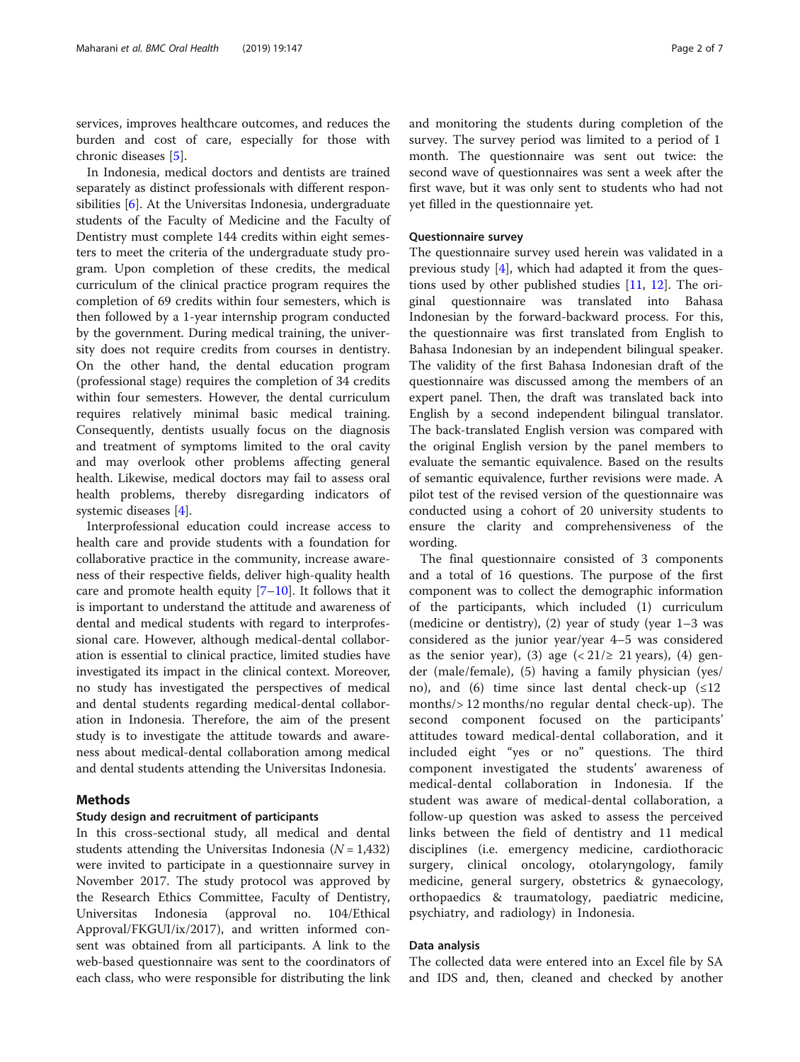services, improves healthcare outcomes, and reduces the burden and cost of care, especially for those with chronic diseases [5].

In Indonesia, medical doctors and dentists are trained separately as distinct professionals with different responsibilities [6]. At the Universitas Indonesia, undergraduate students of the Faculty of Medicine and the Faculty of Dentistry must complete 144 credits within eight semesters to meet the criteria of the undergraduate study program. Upon completion of these credits, the medical curriculum of the clinical practice program requires the completion of 69 credits within four semesters, which is then followed by a 1-year internship program conducted by the government. During medical training, the university does not require credits from courses in dentistry. On the other hand, the dental education program (professional stage) requires the completion of 34 credits within four semesters. However, the dental curriculum requires relatively minimal basic medical training. Consequently, dentists usually focus on the diagnosis and treatment of symptoms limited to the oral cavity and may overlook other problems affecting general health. Likewise, medical doctors may fail to assess oral health problems, thereby disregarding indicators of systemic diseases [4].

Interprofessional education could increase access to health care and provide students with a foundation for collaborative practice in the community, increase awareness of their respective fields, deliver high-quality health care and promote health equity [7–10]. It follows that it is important to understand the attitude and awareness of dental and medical students with regard to interprofessional care. However, although medical-dental collaboration is essential to clinical practice, limited studies have investigated its impact in the clinical context. Moreover, no study has investigated the perspectives of medical and dental students regarding medical-dental collaboration in Indonesia. Therefore, the aim of the present study is to investigate the attitude towards and awareness about medical-dental collaboration among medical and dental students attending the Universitas Indonesia.

## Methods

### Study design and recruitment of participants

In this cross-sectional study, all medical and dental students attending the Universitas Indonesia ($N = 1,432$) were invited to participate in a questionnaire survey in November 2017. The study protocol was approved by the Research Ethics Committee, Faculty of Dentistry, Universitas Indonesia (approval no. 104/Ethical Approval/FKGUI/ix/2017), and written informed consent was obtained from all participants. A link to the web-based questionnaire was sent to the coordinators of each class, who were responsible for distributing the link and monitoring the students during completion of the survey. The survey period was limited to a period of 1 month. The questionnaire was sent out twice: the second wave of questionnaires was sent a week after the first wave, but it was only sent to students who had not yet filled in the questionnaire yet.

### Questionnaire survey

The questionnaire survey used herein was validated in a previous study [4], which had adapted it from the questions used by other published studies [11, 12]. The original questionnaire was translated into Bahasa Indonesian by the forward-backward process. For this, the questionnaire was first translated from English to Bahasa Indonesian by an independent bilingual speaker. The validity of the first Bahasa Indonesian draft of the questionnaire was discussed among the members of an expert panel. Then, the draft was translated back into English by a second independent bilingual translator. The back-translated English version was compared with the original English version by the panel members to evaluate the semantic equivalence. Based on the results of semantic equivalence, further revisions were made. A pilot test of the revised version of the questionnaire was conducted using a cohort of 20 university students to ensure the clarity and comprehensiveness of the wording.

The final questionnaire consisted of 3 components and a total of 16 questions. The purpose of the first component was to collect the demographic information of the participants, which included (1) curriculum (medicine or dentistry), (2) year of study (year 1–3 was considered as the junior year/year 4–5 was considered as the senior year), (3) age ($< 21/\geq 21$ years), (4) gender (male/female), (5) having a family physician (yes/no), and (6) time since last dental check-up ($\leq 12$ months/$> 12$ months/no regular dental check-up). The second component focused on the participants' attitudes toward medical-dental collaboration, and it included eight "yes or no" questions. The third component investigated the students' awareness of medical-dental collaboration in Indonesia. If the student was aware of medical-dental collaboration, a follow-up question was asked to assess the perceived links between the field of dentistry and 11 medical disciplines (i.e. emergency medicine, cardiothoracic surgery, clinical oncology, otolaryngology, family medicine, general surgery, obstetrics & gynaecology, orthopaedics & traumatology, paediatric medicine, psychiatry, and radiology) in Indonesia.

### Data analysis

The collected data were entered into an Excel file by SA and IDS and, then, cleaned and checked by another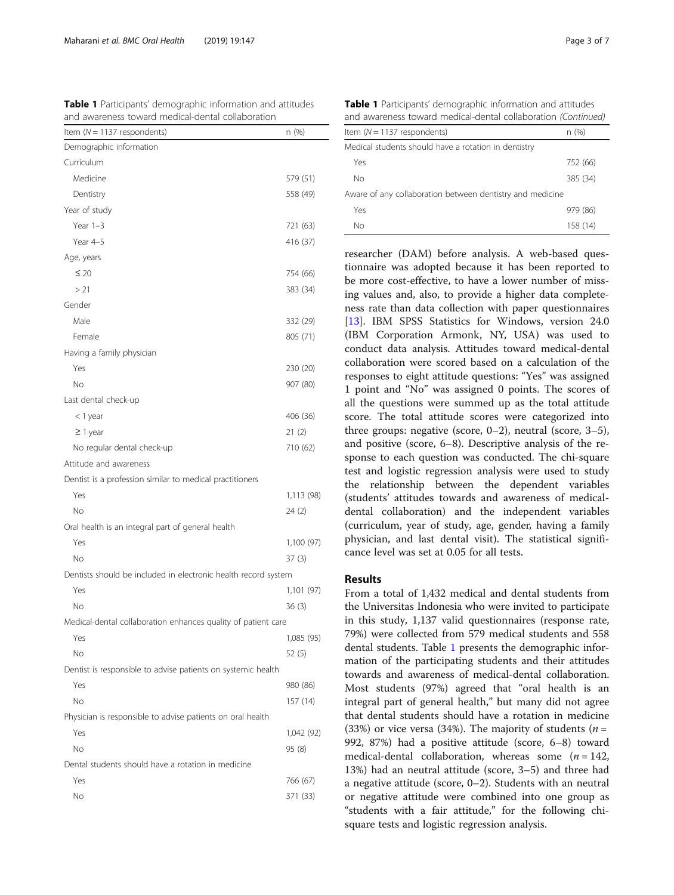**Table 1** Participants' demographic information and attitudes and awareness toward medical-dental collaboration

| Item (*N* = 1137 respondents) | n (%) |
|---|---|
| Demographic information | |
| Curriculum | |
| Medicine | 579 (51) |
| Dentistry | 558 (49) |
| Year of study | |
| Year 1–3 | 721 (63) |
| Year 4–5 | 416 (37) |
| Age, years | |
| ≤ 20 | 754 (66) |
| > 21 | 383 (34) |
| Gender | |
| Male | 332 (29) |
| Female | 805 (71) |
| Having a family physician | |
| Yes | 230 (20) |
| No | 907 (80) |
| Last dental check-up | |
| < 1 year | 406 (36) |
| ≥ 1 year | 21 (2) |
| No regular dental check-up | 710 (62) |
| Attitude and awareness | |
| Dentist is a profession similar to medical practitioners | |
| Yes | 1,113 (98) |
| No | 24 (2) |
| Oral health is an integral part of general health | |
| Yes | 1,100 (97) |
| No | 37 (3) |
| Dentists should be included in electronic health record system | |
| Yes | 1,101 (97) |
| No | 36 (3) |
| Medical-dental collaboration enhances quality of patient care | |
| Yes | 1,085 (95) |
| No | 52 (5) |
| Dentist is responsible to advise patients on systemic health | |
| Yes | 980 (86) |
| No | 157 (14) |
| Physician is responsible to advise patients on oral health | |
| Yes | 1,042 (92) |
| No | 95 (8) |
| Dental students should have a rotation in medicine | |
| Yes | 766 (67) |
| No | 371 (33) |
| Medical students should have a rotation in dentistry | |
| Yes | 752 (66) |
| No | 385 (34) |
| Aware of any collaboration between dentistry and medicine | |
| Yes | 979 (86) |
| No | 158 (14) |

researcher (DAM) before analysis. A web-based questionnaire was adopted because it has been reported to be more cost-effective, to have a lower number of missing values and, also, to provide a higher data completeness rate than data collection with paper questionnaires [13]. IBM SPSS Statistics for Windows, version 24.0 (IBM Corporation Armonk, NY, USA) was used to conduct data analysis. Attitudes toward medical-dental collaboration were scored based on a calculation of the responses to eight attitude questions: "Yes" was assigned 1 point and "No" was assigned 0 points. The scores of all the questions were summed up as the total attitude score. The total attitude scores were categorized into three groups: negative (score, 0–2), neutral (score, 3–5), and positive (score, 6–8). Descriptive analysis of the response to each question was conducted. The chi-square test and logistic regression analysis were used to study the relationship between the dependent variables (students' attitudes towards and awareness of medical-dental collaboration) and the independent variables (curriculum, year of study, age, gender, having a family physician, and last dental visit). The statistical significance level was set at 0.05 for all tests.

## Results

From a total of 1,432 medical and dental students from the Universitas Indonesia who were invited to participate in this study, 1,137 valid questionnaires (response rate, 79%) were collected from 579 medical students and 558 dental students. Table 1 presents the demographic information of the participating students and their attitudes towards and awareness of medical-dental collaboration. Most students (97%) agreed that "oral health is an integral part of general health," but many did not agree that dental students should have a rotation in medicine (33%) or vice versa (34%). The majority of students ($n$ = 992, 87%) had a positive attitude (score, 6–8) toward medical-dental collaboration, whereas some ($n$ = 142, 13%) had an neutral attitude (score, 3–5) and three had a negative attitude (score, 0–2). Students with an neutral or negative attitude were combined into one group as "students with a fair attitude," for the following chi-square tests and logistic regression analysis.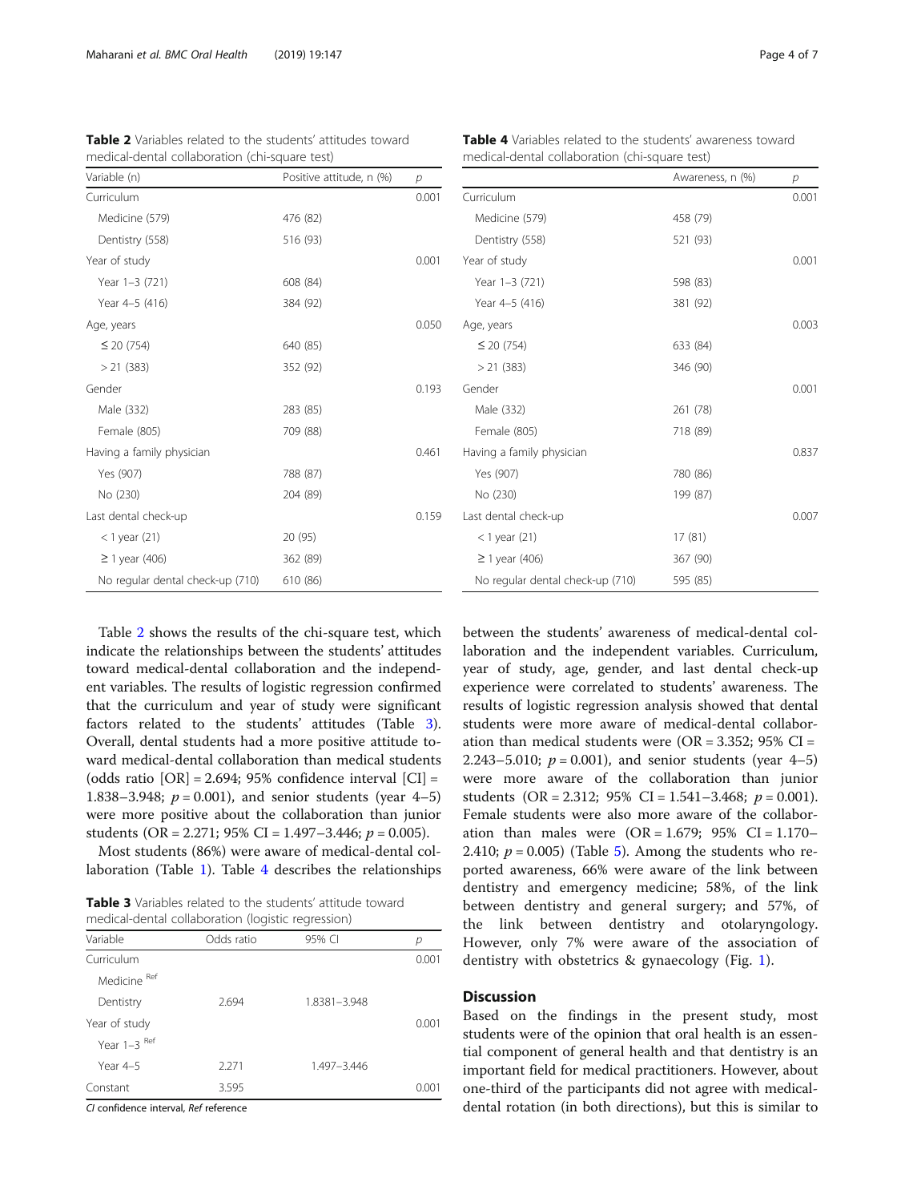**Table 2** Variables related to the students' attitudes toward medical-dental collaboration (chi-square test)

| Variable (n) | Positive attitude, n (%) | p |
|---|---|---|
| Curriculum | | 0.001 |
| Medicine (579) | 476 (82) | |
| Dentistry (558) | 516 (93) | |
| Year of study | | 0.001 |
| Year 1–3 (721) | 608 (84) | |
| Year 4–5 (416) | 384 (92) | |
| Age, years | | 0.050 |
| ≤ 20 (754) | 640 (85) | |
| > 21 (383) | 352 (92) | |
| Gender | | 0.193 |
| Male (332) | 283 (85) | |
| Female (805) | 709 (88) | |
| Having a family physician | | 0.461 |
| Yes (907) | 788 (87) | |
| No (230) | 204 (89) | |
| Last dental check-up | | 0.159 |
| < 1 year (21) | 20 (95) | |
| ≥ 1 year (406) | 362 (89) | |
| No regular dental check-up (710) | 610 (86) | |

Table 2 shows the results of the chi-square test, which indicate the relationships between the students' attitudes toward medical-dental collaboration and the independent variables. The results of logistic regression confirmed that the curriculum and year of study were significant factors related to the students' attitudes (Table 3). Overall, dental students had a more positive attitude toward medical-dental collaboration than medical students (odds ratio [OR] = 2.694; 95% confidence interval [CI] = 1.838–3.948; $p = 0.001$), and senior students (year 4–5) were more positive about the collaboration than junior students (OR = 2.271; 95% CI = 1.497–3.446; $p = 0.005$).

Most students (86%) were aware of medical-dental collaboration (Table 1). Table 4 describes the relationships between the students' awareness of medical-dental collaboration and the independent variables. Curriculum, year of study, age, gender, and last dental check-up experience were correlated to students' awareness. The results of logistic regression analysis showed that dental students were more aware of medical-dental collaboration than medical students were (OR = 3.352; 95% CI = 2.243–5.010; $p = 0.001$), and senior students (year 4–5) were more aware of the collaboration than junior students (OR = 2.312; 95% CI = 1.541–3.468; $p = 0.001$). Female students were also more aware of the collaboration than males were (OR = 1.679; 95% CI = 1.170–2.410; $p = 0.005$) (Table 5). Among the students who reported awareness, 66% were aware of the link between dentistry and emergency medicine; 58%, of the link between dentistry and general surgery; and 57%, of the link between dentistry and otolaryngology. However, only 7% were aware of the association of dentistry with obstetrics & gynaecology (Fig. 1).

**Table 3** Variables related to the students' attitude toward medical-dental collaboration (logistic regression)

| Variable | Odds ratio | 95% CI | p |
|---|---|---|---|
| Curriculum | | | 0.001 |
| Medicine [Ref] | | | |
| Dentistry | 2.694 | 1.8381–3.948 | |
| Year of study | | | 0.001 |
| Year 1–3 [Ref] | | | |
| Year 4–5 | 2.271 | 1.497–3.446 | |
| Constant | 3.595 | | 0.001 |

*CI* confidence interval, *Ref* reference

**Table 4** Variables related to the students' awareness toward medical-dental collaboration (chi-square test)

| | Awareness, n (%) | p |
|---|---|---|
| Curriculum | | 0.001 |
| Medicine (579) | 458 (79) | |
| Dentistry (558) | 521 (93) | |
| Year of study | | 0.001 |
| Year 1–3 (721) | 598 (83) | |
| Year 4–5 (416) | 381 (92) | |
| Age, years | | 0.003 |
| ≤ 20 (754) | 633 (84) | |
| > 21 (383) | 346 (90) | |
| Gender | | 0.001 |
| Male (332) | 261 (78) | |
| Female (805) | 718 (89) | |
| Having a family physician | | 0.837 |
| Yes (907) | 780 (86) | |
| No (230) | 199 (87) | |
| Last dental check-up | | 0.007 |
| < 1 year (21) | 17 (81) | |
| ≥ 1 year (406) | 367 (90) | |
| No regular dental check-up (710) | 595 (85) | |

## Discussion

Based on the findings in the present study, most students were of the opinion that oral health is an essential component of general health and that dentistry is an important field for medical practitioners. However, about one-third of the participants did not agree with medical-dental rotation (in both directions), but this is similar to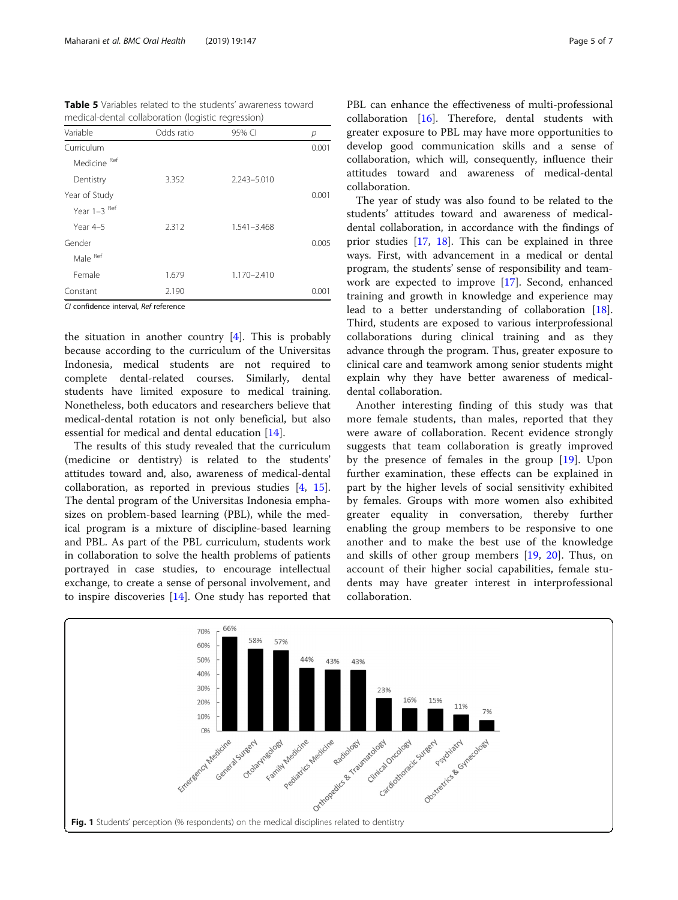**Table 5** Variables related to the students' awareness toward medical-dental collaboration (logistic regression)

| Variable | Odds ratio | 95% CI | *p* |
|---|---|---|---|
| Curriculum | | | 0.001 |
| Medicine [Ref] | | | |
| Dentistry | 3.352 | 2.243–5.010 | |
| Year of Study | | | 0.001 |
| Year 1–3 [Ref] | | | |
| Year 4–5 | 2.312 | 1.541–3.468 | |
| Gender | | | 0.005 |
| Male [Ref] | | | |
| Female | 1.679 | 1.170–2.410 | |
| Constant | 2.190 | | 0.001 |

*CI* confidence interval, *Ref* reference

the situation in another country [4]. This is probably because according to the curriculum of the Universitas Indonesia, medical students are not required to complete dental-related courses. Similarly, dental students have limited exposure to medical training. Nonetheless, both educators and researchers believe that medical-dental rotation is not only beneficial, but also essential for medical and dental education [14].

The results of this study revealed that the curriculum (medicine or dentistry) is related to the students' attitudes toward and, also, awareness of medical-dental collaboration, as reported in previous studies [4, 15]. The dental program of the Universitas Indonesia emphasizes on problem-based learning (PBL), while the medical program is a mixture of discipline-based learning and PBL. As part of the PBL curriculum, students work in collaboration to solve the health problems of patients portrayed in case studies, to encourage intellectual exchange, to create a sense of personal involvement, and to inspire discoveries [14]. One study has reported that PBL can enhance the effectiveness of multi-professional collaboration [16]. Therefore, dental students with greater exposure to PBL may have more opportunities to develop good communication skills and a sense of collaboration, which will, consequently, influence their attitudes toward and awareness of medical-dental collaboration.

The year of study was also found to be related to the students' attitudes toward and awareness of medical-dental collaboration, in accordance with the findings of prior studies [17, 18]. This can be explained in three ways. First, with advancement in a medical or dental program, the students' sense of responsibility and teamwork are expected to improve [17]. Second, enhanced training and growth in knowledge and experience may lead to a better understanding of collaboration [18]. Third, students are exposed to various interprofessional collaborations during clinical training and as they advance through the program. Thus, greater exposure to clinical care and teamwork among senior students might explain why they have better awareness of medical-dental collaboration.

Another interesting finding of this study was that more female students, than males, reported that they were aware of collaboration. Recent evidence strongly suggests that team collaboration is greatly improved by the presence of females in the group [19]. Upon further examination, these effects can be explained in part by the higher levels of social sensitivity exhibited by females. Groups with more women also exhibited greater equality in conversation, thereby further enabling the group members to be responsive to one another and to make the best use of the knowledge and skills of other group members [19, 20]. Thus, on account of their higher social capabilities, female students may have greater interest in interprofessional collaboration.

**Fig. 1** Students' perception (% respondents) on the medical disciplines related to dentistry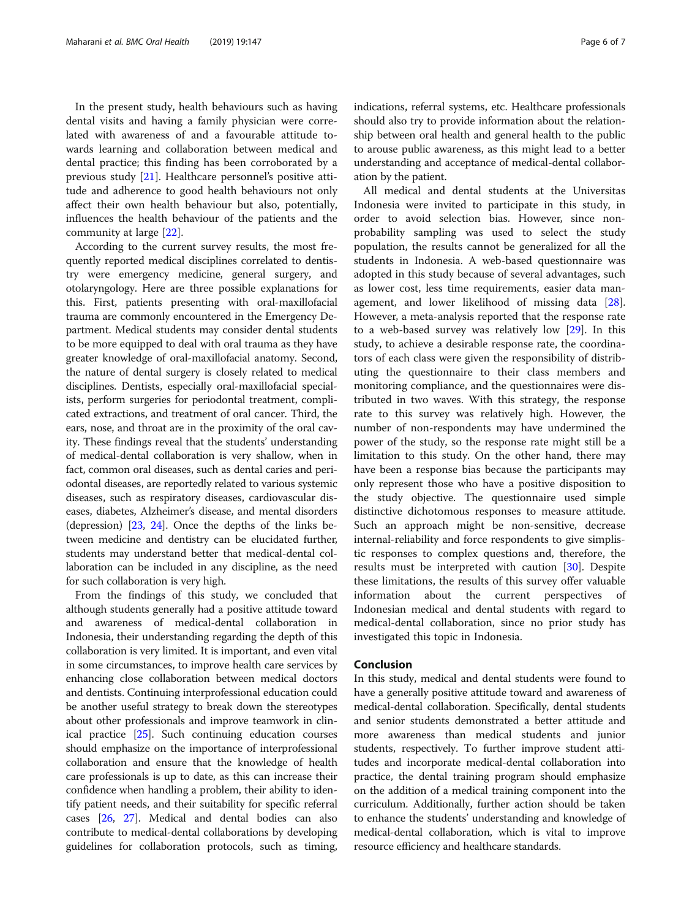In the present study, health behaviours such as having dental visits and having a family physician were correlated with awareness of and a favourable attitude towards learning and collaboration between medical and dental practice; this finding has been corroborated by a previous study [21]. Healthcare personnel's positive attitude and adherence to good health behaviours not only affect their own health behaviour but also, potentially, influences the health behaviour of the patients and the community at large [22].

According to the current survey results, the most frequently reported medical disciplines correlated to dentistry were emergency medicine, general surgery, and otolaryngology. Here are three possible explanations for this. First, patients presenting with oral-maxillofacial trauma are commonly encountered in the Emergency Department. Medical students may consider dental students to be more equipped to deal with oral trauma as they have greater knowledge of oral-maxillofacial anatomy. Second, the nature of dental surgery is closely related to medical disciplines. Dentists, especially oral-maxillofacial specialists, perform surgeries for periodontal treatment, complicated extractions, and treatment of oral cancer. Third, the ears, nose, and throat are in the proximity of the oral cavity. These findings reveal that the students' understanding of medical-dental collaboration is very shallow, when in fact, common oral diseases, such as dental caries and periodontal diseases, are reportedly related to various systemic diseases, such as respiratory diseases, cardiovascular diseases, diabetes, Alzheimer's disease, and mental disorders (depression) [23, 24]. Once the depths of the links between medicine and dentistry can be elucidated further, students may understand better that medical-dental collaboration can be included in any discipline, as the need for such collaboration is very high.

From the findings of this study, we concluded that although students generally had a positive attitude toward and awareness of medical-dental collaboration in Indonesia, their understanding regarding the depth of this collaboration is very limited. It is important, and even vital in some circumstances, to improve health care services by enhancing close collaboration between medical doctors and dentists. Continuing interprofessional education could be another useful strategy to break down the stereotypes about other professionals and improve teamwork in clinical practice [25]. Such continuing education courses should emphasize on the importance of interprofessional collaboration and ensure that the knowledge of health care professionals is up to date, as this can increase their confidence when handling a problem, their ability to identify patient needs, and their suitability for specific referral cases [26, 27]. Medical and dental bodies can also contribute to medical-dental collaborations by developing guidelines for collaboration protocols, such as timing, indications, referral systems, etc. Healthcare professionals should also try to provide information about the relationship between oral health and general health to the public to arouse public awareness, as this might lead to a better understanding and acceptance of medical-dental collaboration by the patient.

All medical and dental students at the Universitas Indonesia were invited to participate in this study, in order to avoid selection bias. However, since non-probability sampling was used to select the study population, the results cannot be generalized for all the students in Indonesia. A web-based questionnaire was adopted in this study because of several advantages, such as lower cost, less time requirements, easier data management, and lower likelihood of missing data [28]. However, a meta-analysis reported that the response rate to a web-based survey was relatively low [29]. In this study, to achieve a desirable response rate, the coordinators of each class were given the responsibility of distributing the questionnaire to their class members and monitoring compliance, and the questionnaires were distributed in two waves. With this strategy, the response rate to this survey was relatively high. However, the number of non-respondents may have undermined the power of the study, so the response rate might still be a limitation to this study. On the other hand, there may have been a response bias because the participants may only represent those who have a positive disposition to the study objective. The questionnaire used simple distinctive dichotomous responses to measure attitude. Such an approach might be non-sensitive, decrease internal-reliability and force respondents to give simplistic responses to complex questions and, therefore, the results must be interpreted with caution [30]. Despite these limitations, the results of this survey offer valuable information about the current perspectives of Indonesian medical and dental students with regard to medical-dental collaboration, since no prior study has investigated this topic in Indonesia.

## Conclusion

In this study, medical and dental students were found to have a generally positive attitude toward and awareness of medical-dental collaboration. Specifically, dental students and senior students demonstrated a better attitude and more awareness than medical students and junior students, respectively. To further improve student attitudes and incorporate medical-dental collaboration into practice, the dental training program should emphasize on the addition of a medical training component into the curriculum. Additionally, further action should be taken to enhance the students' understanding and knowledge of medical-dental collaboration, which is vital to improve resource efficiency and healthcare standards.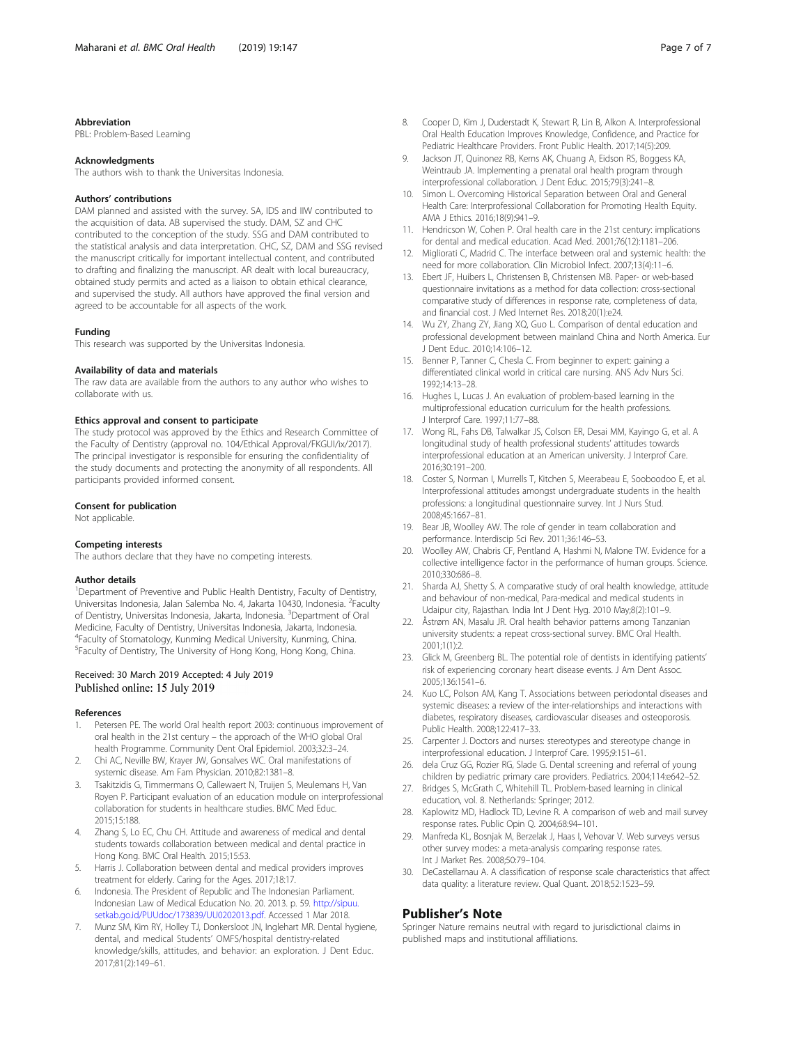### Abbreviation

PBL: Problem-Based Learning

### Acknowledgments

The authors wish to thank the Universitas Indonesia.

### Authors' contributions

DAM planned and assisted with the survey. SA, IDS and IIW contributed to the acquisition of data. AB supervised the study. DAM, SZ and CHC contributed to the conception of the study. SSG and DAM contributed to the statistical analysis and data interpretation. CHC, SZ, DAM and SSG revised the manuscript critically for important intellectual content, and contributed to drafting and finalizing the manuscript. AR dealt with local bureaucracy, obtained study permits and acted as a liaison to obtain ethical clearance, and supervised the study. All authors have approved the final version and agreed to be accountable for all aspects of the work.

### Funding

This research was supported by the Universitas Indonesia.

### Availability of data and materials

The raw data are available from the authors to any author who wishes to collaborate with us.

### Ethics approval and consent to participate

The study protocol was approved by the Ethics and Research Committee of the Faculty of Dentistry (approval no. 104/Ethical Approval/FKGUI/ix/2017). The principal investigator is responsible for ensuring the confidentiality of the study documents and protecting the anonymity of all respondents. All participants provided informed consent.

### Consent for publication

Not applicable.

### Competing interests

The authors declare that they have no competing interests.

### Author details

[1]Department of Preventive and Public Health Dentistry, Faculty of Dentistry, Universitas Indonesia, Jalan Salemba No. 4, Jakarta 10430, Indonesia. [2]Faculty of Dentistry, Universitas Indonesia, Jakarta, Indonesia. [3]Department of Oral Medicine, Faculty of Dentistry, Universitas Indonesia, Jakarta, Indonesia. [4]Faculty of Stomatology, Kunming Medical University, Kunming, China. [5]Faculty of Dentistry, The University of Hong Kong, Hong Kong, China.

Received: 30 March 2019 Accepted: 4 July 2019
Published online: 15 July 2019

### References

1. Petersen PE. The world Oral health report 2003: continuous improvement of oral health in the 21st century – the approach of the WHO global Oral health Programme. Community Dent Oral Epidemiol. 2003;32:3–24.
2. Chi AC, Neville BW, Krayer JW, Gonsalves WC. Oral manifestations of systemic disease. Am Fam Physician. 2010;82:1381–8.
3. Tsakitzidis G, Timmermans O, Callewaert N, Truijen S, Meulemans H, Van Royen P. Participant evaluation of an education module on interprofessional collaboration for students in healthcare studies. BMC Med Educ. 2015;15:188.
4. Zhang S, Lo EC, Chu CH. Attitude and awareness of medical and dental students towards collaboration between medical and dental practice in Hong Kong. BMC Oral Health. 2015;15:53.
5. Harris J. Collaboration between dental and medical providers improves treatment for elderly. Caring for the Ages. 2017;18:17.
6. Indonesia. The President of Republic and The Indonesian Parliament. Indonesian Law of Medical Education No. 20. 2013. p. 59. http://sipuu.setkab.go.id/PUUdoc/173839/UU0202013.pdf. Accessed 1 Mar 2018.
7. Munz SM, Kim RY, Holley TJ, Donkersloot JN, Inglehart MR. Dental hygiene, dental, and medical Students' OMFS/hospital dentistry-related knowledge/skills, attitudes, and behavior: an exploration. J Dent Educ. 2017;81(2):149–61.
8. Cooper D, Kim J, Duderstadt K, Stewart R, Lin B, Alkon A. Interprofessional Oral Health Education Improves Knowledge, Confidence, and Practice for Pediatric Healthcare Providers. Front Public Health. 2017;14(5):209.
9. Jackson JT, Quinonez RB, Kerns AK, Chuang A, Eidson RS, Boggess KA, Weintraub JA. Implementing a prenatal oral health program through interprofessional collaboration. J Dent Educ. 2015;79(3):241–8.
10. Simon L. Overcoming Historical Separation between Oral and General Health Care: Interprofessional Collaboration for Promoting Health Equity. AMA J Ethics. 2016;18(9):941–9.
11. Hendricson W, Cohen P. Oral health care in the 21st century: implications for dental and medical education. Acad Med. 2001;76(12):1181–206.
12. Migliorati C, Madrid C. The interface between oral and systemic health: the need for more collaboration. Clin Microbiol Infect. 2007;13(4):11–6.
13. Ebert JF, Huibers L, Christensen B, Christensen MB. Paper- or web-based questionnaire invitations as a method for data collection: cross-sectional comparative study of differences in response rate, completeness of data, and financial cost. J Med Internet Res. 2018;20(1):e24.
14. Wu ZY, Zhang ZY, Jiang XQ, Guo L. Comparison of dental education and professional development between mainland China and North America. Eur J Dent Educ. 2010;14:106–12.
15. Benner P, Tanner C, Chesla C. From beginner to expert: gaining a differentiated clinical world in critical care nursing. ANS Adv Nurs Sci. 1992;14:13–28.
16. Hughes L, Lucas J. An evaluation of problem-based learning in the multiprofessional education curriculum for the health professions. J Interprof Care. 1997;11:77–88.
17. Wong RL, Fahs DB, Talwalkar JS, Colson ER, Desai MM, Kayingo G, et al. A longitudinal study of health professional students' attitudes towards interprofessional education at an American university. J Interprof Care. 2016;30:191–200.
18. Coster S, Norman I, Murrells T, Kitchen S, Meerabeau E, Sooboodoo E, et al. Interprofessional attitudes amongst undergraduate students in the health professions: a longitudinal questionnaire survey. Int J Nurs Stud. 2008;45:1667–81.
19. Bear JB, Woolley AW. The role of gender in team collaboration and performance. Interdiscip Sci Rev. 2011;36:146–53.
20. Woolley AW, Chabris CF, Pentland A, Hashmi N, Malone TW. Evidence for a collective intelligence factor in the performance of human groups. Science. 2010;330:686–8.
21. Sharda AJ, Shetty S. A comparative study of oral health knowledge, attitude and behaviour of non-medical, Para-medical and medical students in Udaipur city, Rajasthan. India Int J Dent Hyg. 2010 May;8(2):101–9.
22. Åstrøm AN, Masalu JR. Oral health behavior patterns among Tanzanian university students: a repeat cross-sectional survey. BMC Oral Health. 2001;1(1):2.
23. Glick M, Greenberg BL. The potential role of dentists in identifying patients' risk of experiencing coronary heart disease events. J Am Dent Assoc. 2005;136:1541–6.
24. Kuo LC, Polson AM, Kang T. Associations between periodontal diseases and systemic diseases: a review of the inter-relationships and interactions with diabetes, respiratory diseases, cardiovascular diseases and osteoporosis. Public Health. 2008;122:417–33.
25. Carpenter J. Doctors and nurses: stereotypes and stereotype change in interprofessional education. J Interprof Care. 1995;9:151–61.
26. dela Cruz GG, Rozier RG, Slade G. Dental screening and referral of young children by pediatric primary care providers. Pediatrics. 2004;114:e642–52.
27. Bridges S, McGrath C, Whitehill TL. Problem-based learning in clinical education, vol. 8. Netherlands: Springer; 2012.
28. Kaplowitz MD, Hadlock TD, Levine R. A comparison of web and mail survey response rates. Public Opin Q. 2004;68:94–101.
29. Manfreda KL, Bosnjak M, Berzelak J, Haas I, Vehovar V. Web surveys versus other survey modes: a meta-analysis comparing response rates. Int J Market Res. 2008;50:79–104.
30. DeCastellarnau A. A classification of response scale characteristics that affect data quality: a literature review. Qual Quant. 2018;52:1523–59.

## Publisher's Note

Springer Nature remains neutral with regard to jurisdictional claims in published maps and institutional affiliations.